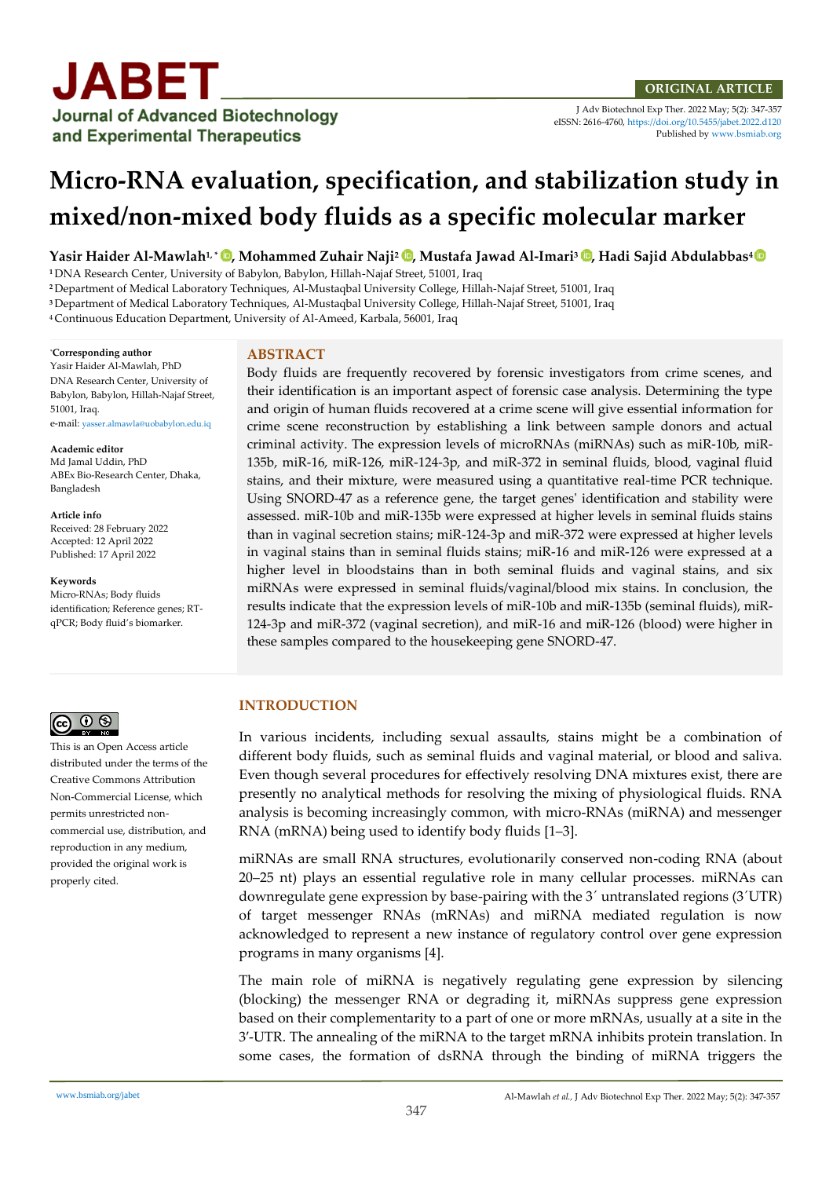ORIGINAL ARTICLE

J Adv Biotechnol Exp Ther. 2022 May; 5(2): 347-357
eISSN: 2616-4760, https://doi.org/10.5455/jabet.2022.d120
Published by www.bsmiab.org

# Micro-RNA evaluation, specification, and stabilization study in mixed/non-mixed body fluids as a specific molecular marker

**Yasir Haider Al-Mawlah[1,*], Mohammed Zuhair Naji[2], Mustafa Jawad Al-Imari[3], Hadi Sajid Abdulabbas[4]**

[1] DNA Research Center, University of Babylon, Babylon, Hillah-Najaf Street, 51001, Iraq
[2] Department of Medical Laboratory Techniques, Al-Mustaqbal University College, Hillah-Najaf Street, 51001, Iraq
[3] Department of Medical Laboratory Techniques, Al-Mustaqbal University College, Hillah-Najaf Street, 51001, Iraq
[4] Continuous Education Department, University of Al-Ameed, Karbala, 56001, Iraq

**\*Corresponding author**
Yasir Haider Al-Mawlah, PhD
DNA Research Center, University of Babylon, Babylon, Hillah-Najaf Street, 51001, Iraq.
e-mail: yasser.almawla@uobabylon.edu.iq

**Academic editor**
Md Jamal Uddin, PhD
ABEx Bio-Research Center, Dhaka, Bangladesh

**Article info**
Received: 28 February 2022
Accepted: 12 April 2022
Published: 17 April 2022

**Keywords**
Micro-RNAs; Body fluids identification; Reference genes; RT-qPCR; Body fluid's biomarker.

This is an Open Access article distributed under the terms of the Creative Commons Attribution Non-Commercial License, which permits unrestricted non-commercial use, distribution, and reproduction in any medium, provided the original work is properly cited.

## ABSTRACT

Body fluids are frequently recovered by forensic investigators from crime scenes, and their identification is an important aspect of forensic case analysis. Determining the type and origin of human fluids recovered at a crime scene will give essential information for crime scene reconstruction by establishing a link between sample donors and actual criminal activity. The expression levels of microRNAs (miRNAs) such as miR-10b, miR-135b, miR-16, miR-126, miR-124-3p, and miR-372 in seminal fluids, blood, vaginal fluid stains, and their mixture, were measured using a quantitative real-time PCR technique. Using SNORD-47 as a reference gene, the target genes' identification and stability were assessed. miR-10b and miR-135b were expressed at higher levels in seminal fluids stains than in vaginal secretion stains; miR-124-3p and miR-372 were expressed at higher levels in vaginal stains than in seminal fluids stains; miR-16 and miR-126 were expressed at a higher level in bloodstains than in both seminal fluids and vaginal stains, and six miRNAs were expressed in seminal fluids/vaginal/blood mix stains. In conclusion, the results indicate that the expression levels of miR-10b and miR-135b (seminal fluids), miR-124-3p and miR-372 (vaginal secretion), and miR-16 and miR-126 (blood) were higher in these samples compared to the housekeeping gene SNORD-47.

## INTRODUCTION

In various incidents, including sexual assaults, stains might be a combination of different body fluids, such as seminal fluids and vaginal material, or blood and saliva. Even though several procedures for effectively resolving DNA mixtures exist, there are presently no analytical methods for resolving the mixing of physiological fluids. RNA analysis is becoming increasingly common, with micro-RNAs (miRNA) and messenger RNA (mRNA) being used to identify body fluids [1–3].

miRNAs are small RNA structures, evolutionarily conserved non-coding RNA (about 20–25 nt) plays an essential regulative role in many cellular processes. miRNAs can downregulate gene expression by base-pairing with the 3´ untranslated regions (3´UTR) of target messenger RNAs (mRNAs) and miRNA mediated regulation is now acknowledged to represent a new instance of regulatory control over gene expression programs in many organisms [4].

The main role of miRNA is negatively regulating gene expression by silencing (blocking) the messenger RNA or degrading it, miRNAs suppress gene expression based on their complementarity to a part of one or more mRNAs, usually at a site in the 3'-UTR. The annealing of the miRNA to the target mRNA inhibits protein translation. In some cases, the formation of dsRNA through the binding of miRNA triggers the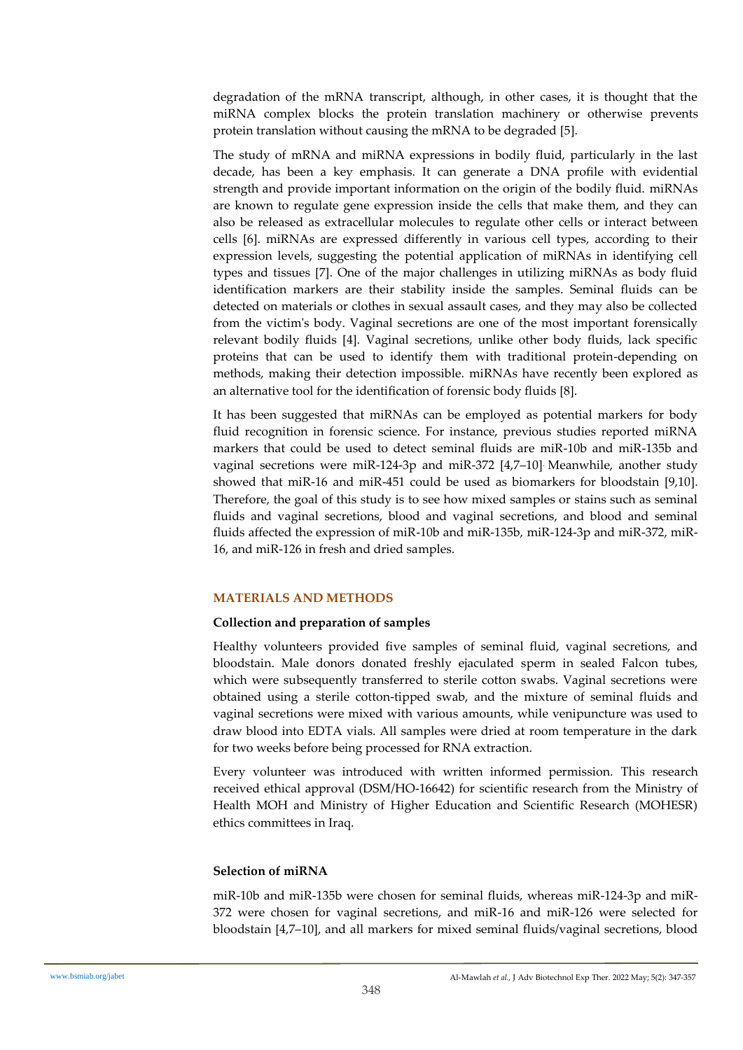degradation of the mRNA transcript, although, in other cases, it is thought that the miRNA complex blocks the protein translation machinery or otherwise prevents protein translation without causing the mRNA to be degraded [5].

The study of mRNA and miRNA expressions in bodily fluid, particularly in the last decade, has been a key emphasis. It can generate a DNA profile with evidential strength and provide important information on the origin of the bodily fluid. miRNAs are known to regulate gene expression inside the cells that make them, and they can also be released as extracellular molecules to regulate other cells or interact between cells [6]. miRNAs are expressed differently in various cell types, according to their expression levels, suggesting the potential application of miRNAs in identifying cell types and tissues [7]. One of the major challenges in utilizing miRNAs as body fluid identification markers are their stability inside the samples. Seminal fluids can be detected on materials or clothes in sexual assault cases, and they may also be collected from the victim's body. Vaginal secretions are one of the most important forensically relevant bodily fluids [4]. Vaginal secretions, unlike other body fluids, lack specific proteins that can be used to identify them with traditional protein-depending on methods, making their detection impossible. miRNAs have recently been explored as an alternative tool for the identification of forensic body fluids [8].

It has been suggested that miRNAs can be employed as potential markers for body fluid recognition in forensic science. For instance, previous studies reported miRNA markers that could be used to detect seminal fluids are miR-10b and miR-135b and vaginal secretions were miR-124-3p and miR-372 [4,7–10]. Meanwhile, another study showed that miR-16 and miR-451 could be used as biomarkers for bloodstain [9,10]. Therefore, the goal of this study is to see how mixed samples or stains such as seminal fluids and vaginal secretions, blood and vaginal secretions, and blood and seminal fluids affected the expression of miR-10b and miR-135b, miR-124-3p and miR-372, miR-16, and miR-126 in fresh and dried samples.

## MATERIALS AND METHODS

### Collection and preparation of samples

Healthy volunteers provided five samples of seminal fluid, vaginal secretions, and bloodstain. Male donors donated freshly ejaculated sperm in sealed Falcon tubes, which were subsequently transferred to sterile cotton swabs. Vaginal secretions were obtained using a sterile cotton-tipped swab, and the mixture of seminal fluids and vaginal secretions were mixed with various amounts, while venipuncture was used to draw blood into EDTA vials. All samples were dried at room temperature in the dark for two weeks before being processed for RNA extraction.

Every volunteer was introduced with written informed permission. This research received ethical approval (DSM/HO-16642) for scientific research from the Ministry of Health MOH and Ministry of Higher Education and Scientific Research (MOHESR) ethics committees in Iraq.

### Selection of miRNA

miR-10b and miR-135b were chosen for seminal fluids, whereas miR-124-3p and miR-372 were chosen for vaginal secretions, and miR-16 and miR-126 were selected for bloodstain [4,7–10], and all markers for mixed seminal fluids/vaginal secretions, blood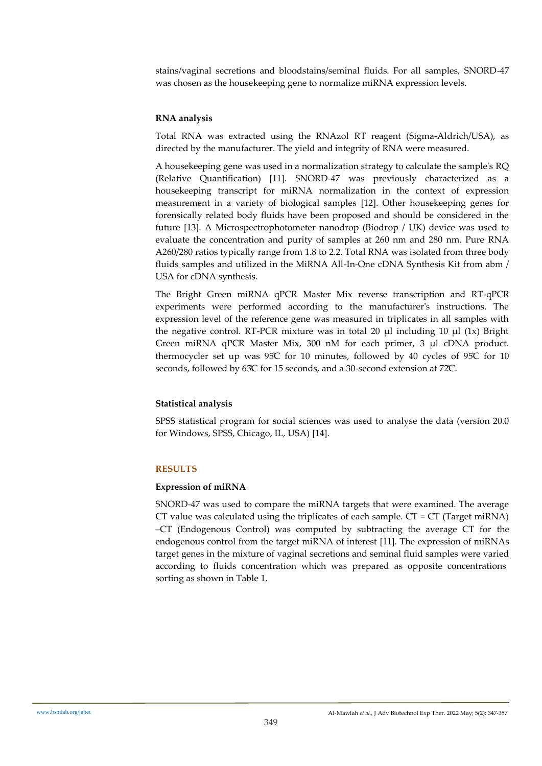stains/vaginal secretions and bloodstains/seminal fluids. For all samples, SNORD-47 was chosen as the housekeeping gene to normalize miRNA expression levels.

### RNA analysis

Total RNA was extracted using the RNAzol RT reagent (Sigma-Aldrich/USA), as directed by the manufacturer. The yield and integrity of RNA were measured.

A housekeeping gene was used in a normalization strategy to calculate the sample's RQ (Relative Quantification) [11]. SNORD-47 was previously characterized as a housekeeping transcript for miRNA normalization in the context of expression measurement in a variety of biological samples [12]. Other housekeeping genes for forensically related body fluids have been proposed and should be considered in the future [13]. A Microspectrophotometer nanodrop (Biodrop / UK) device was used to evaluate the concentration and purity of samples at 260 nm and 280 nm. Pure RNA A260/280 ratios typically range from 1.8 to 2.2. Total RNA was isolated from three body fluids samples and utilized in the MiRNA All-In-One cDNA Synthesis Kit from abm / USA for cDNA synthesis.

The Bright Green miRNA qPCR Master Mix reverse transcription and RT-qPCR experiments were performed according to the manufacturer's instructions. The expression level of the reference gene was measured in triplicates in all samples with the negative control. RT-PCR mixture was in total 20 µl including 10 µl (1x) Bright Green miRNA qPCR Master Mix, 300 nM for each primer, 3 µl cDNA product. thermocycler set up was 95̊C for 10 minutes, followed by 40 cycles of 95̊C for 10 seconds, followed by 63̊C for 15 seconds, and a 30-second extension at 72̊C.

### Statistical analysis

SPSS statistical program for social sciences was used to analyse the data (version 20.0 for Windows, SPSS, Chicago, IL, USA) [14].

## RESULTS

### Expression of miRNA

SNORD-47 was used to compare the miRNA targets that were examined. The average CT value was calculated using the triplicates of each sample. CT = CT (Target miRNA) –CT (Endogenous Control) was computed by subtracting the average CT for the endogenous control from the target miRNA of interest [11]. The expression of miRNAs target genes in the mixture of vaginal secretions and seminal fluid samples were varied according to fluids concentration which was prepared as opposite concentrations sorting as shown in Table 1.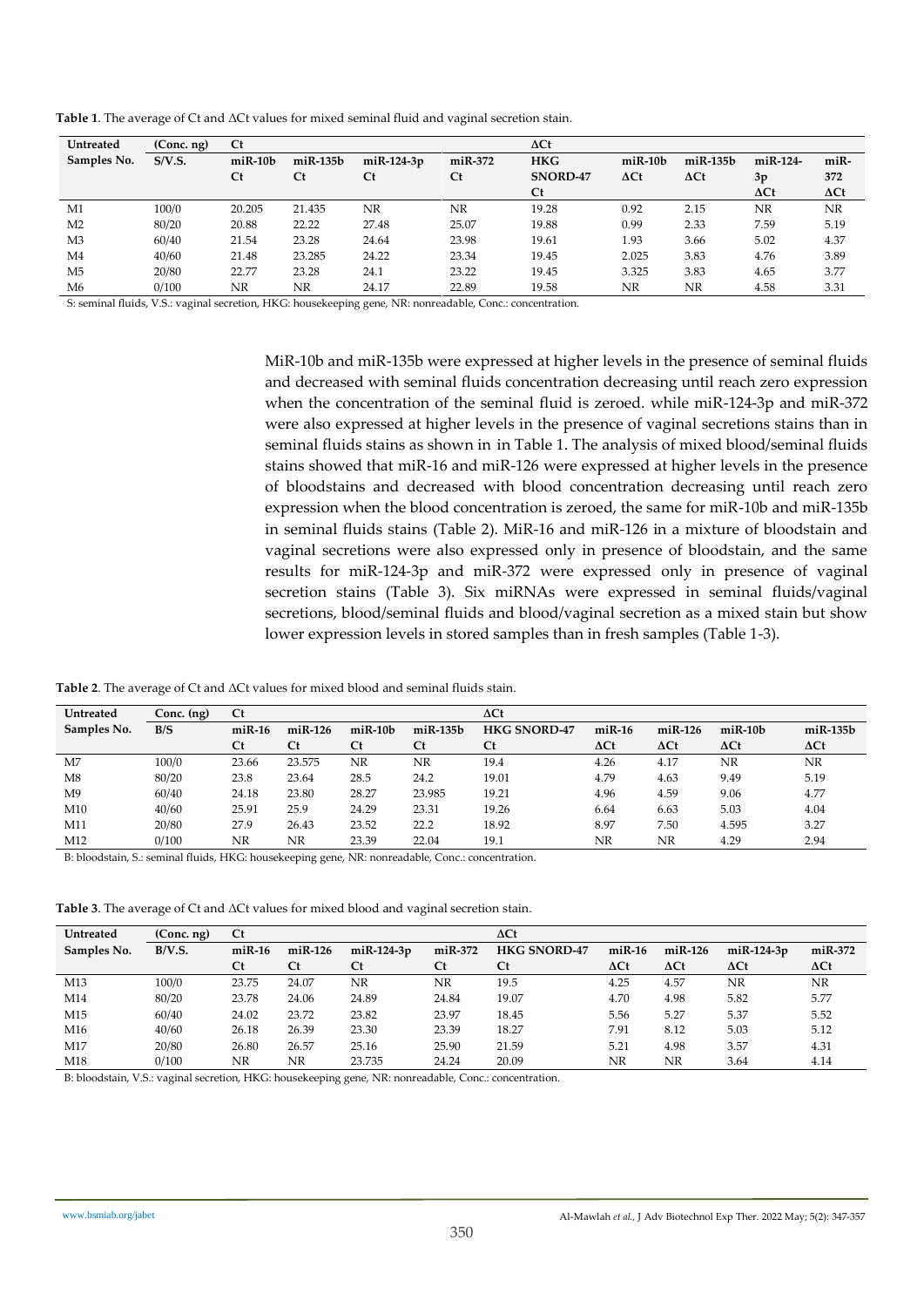**Table 1**. The average of Ct and ΔCt values for mixed seminal fluid and vaginal secretion stain.

| Untreated Samples No. | (Conc. ng) S/V.S. | Ct miR-10b Ct | miR-135b Ct | miR-124-3p Ct | miR-372 Ct | ΔCt HKG SNORD-47 Ct | miR-10b ΔCt | miR-135b ΔCt | miR-124-3p ΔCt | miR-372 ΔCt |
|---|---|---|---|---|---|---|---|---|---|---|
| M1 | 100/0 | 20.205 | 21.435 | NR | NR | 19.28 | 0.92 | 2.15 | NR | NR |
| M2 | 80/20 | 20.88 | 22.22 | 27.48 | 25.07 | 19.88 | 0.99 | 2.33 | 7.59 | 5.19 |
| M3 | 60/40 | 21.54 | 23.28 | 24.64 | 23.98 | 19.61 | 1.93 | 3.66 | 5.02 | 4.37 |
| M4 | 40/60 | 21.48 | 23.285 | 24.22 | 23.34 | 19.45 | 2.025 | 3.83 | 4.76 | 3.89 |
| M5 | 20/80 | 22.77 | 23.28 | 24.1 | 23.22 | 19.45 | 3.325 | 3.83 | 4.65 | 3.77 |
| M6 | 0/100 | NR | NR | 24.17 | 22.89 | 19.58 | NR | NR | 4.58 | 3.31 |

S: seminal fluids, V.S.: vaginal secretion, HKG: housekeeping gene, NR: nonreadable, Conc.: concentration.

MiR-10b and miR-135b were expressed at higher levels in the presence of seminal fluids and decreased with seminal fluids concentration decreasing until reach zero expression when the concentration of the seminal fluid is zeroed. while miR-124-3p and miR-372 were also expressed at higher levels in the presence of vaginal secretions stains than in seminal fluids stains as shown in in Table 1. The analysis of mixed blood/seminal fluids stains showed that miR-16 and miR-126 were expressed at higher levels in the presence of bloodstains and decreased with blood concentration decreasing until reach zero expression when the blood concentration is zeroed, the same for miR-10b and miR-135b in seminal fluids stains (Table 2). MiR-16 and miR-126 in a mixture of bloodstain and vaginal secretions were also expressed only in presence of bloodstain, and the same results for miR-124-3p and miR-372 were expressed only in presence of vaginal secretion stains (Table 3). Six miRNAs were expressed in seminal fluids/vaginal secretions, blood/seminal fluids and blood/vaginal secretion as a mixed stain but show lower expression levels in stored samples than in fresh samples (Table 1-3).

**Table 2**. The average of Ct and ΔCt values for mixed blood and seminal fluids stain.

| Untreated Samples No. | Conc. (ng) B/S | Ct miR-16 Ct | miR-126 Ct | miR-10b Ct | miR-135b Ct | ΔCt HKG SNORD-47 Ct | miR-16 ΔCt | miR-126 ΔCt | miR-10b ΔCt | miR-135b ΔCt |
|---|---|---|---|---|---|---|---|---|---|---|
| M7 | 100/0 | 23.66 | 23.575 | NR | NR | 19.4 | 4.26 | 4.17 | NR | NR |
| M8 | 80/20 | 23.8 | 23.64 | 28.5 | 24.2 | 19.01 | 4.79 | 4.63 | 9.49 | 5.19 |
| M9 | 60/40 | 24.18 | 23.80 | 28.27 | 23.985 | 19.21 | 4.96 | 4.59 | 9.06 | 4.77 |
| M10 | 40/60 | 25.91 | 25.9 | 24.29 | 23.31 | 19.26 | 6.64 | 6.63 | 5.03 | 4.04 |
| M11 | 20/80 | 27.9 | 26.43 | 23.52 | 22.2 | 18.92 | 8.97 | 7.50 | 4.595 | 3.27 |
| M12 | 0/100 | NR | NR | 23.39 | 22.04 | 19.1 | NR | NR | 4.29 | 2.94 |

B: bloodstain, S.: seminal fluids, HKG: housekeeping gene, NR: nonreadable, Conc.: concentration.

**Table 3**. The average of Ct and ΔCt values for mixed blood and vaginal secretion stain.

| Untreated Samples No. | (Conc. ng) B/V.S. | Ct miR-16 Ct | miR-126 Ct | miR-124-3p Ct | miR-372 Ct | ΔCt HKG SNORD-47 Ct | miR-16 ΔCt | miR-126 ΔCt | miR-124-3p ΔCt | miR-372 ΔCt |
|---|---|---|---|---|---|---|---|---|---|---|
| M13 | 100/0 | 23.75 | 24.07 | NR | NR | 19.5 | 4.25 | 4.57 | NR | NR |
| M14 | 80/20 | 23.78 | 24.06 | 24.89 | 24.84 | 19.07 | 4.70 | 4.98 | 5.82 | 5.77 |
| M15 | 60/40 | 24.02 | 23.72 | 23.82 | 23.97 | 18.45 | 5.56 | 5.27 | 5.37 | 5.52 |
| M16 | 40/60 | 26.18 | 26.39 | 23.30 | 23.39 | 18.27 | 7.91 | 8.12 | 5.03 | 5.12 |
| M17 | 20/80 | 26.80 | 26.57 | 25.16 | 25.90 | 21.59 | 5.21 | 4.98 | 3.57 | 4.31 |
| M18 | 0/100 | NR | NR | 23.735 | 24.24 | 20.09 | NR | NR | 3.64 | 4.14 |

B: bloodstain, V.S.: vaginal secretion, HKG: housekeeping gene, NR: nonreadable, Conc.: concentration.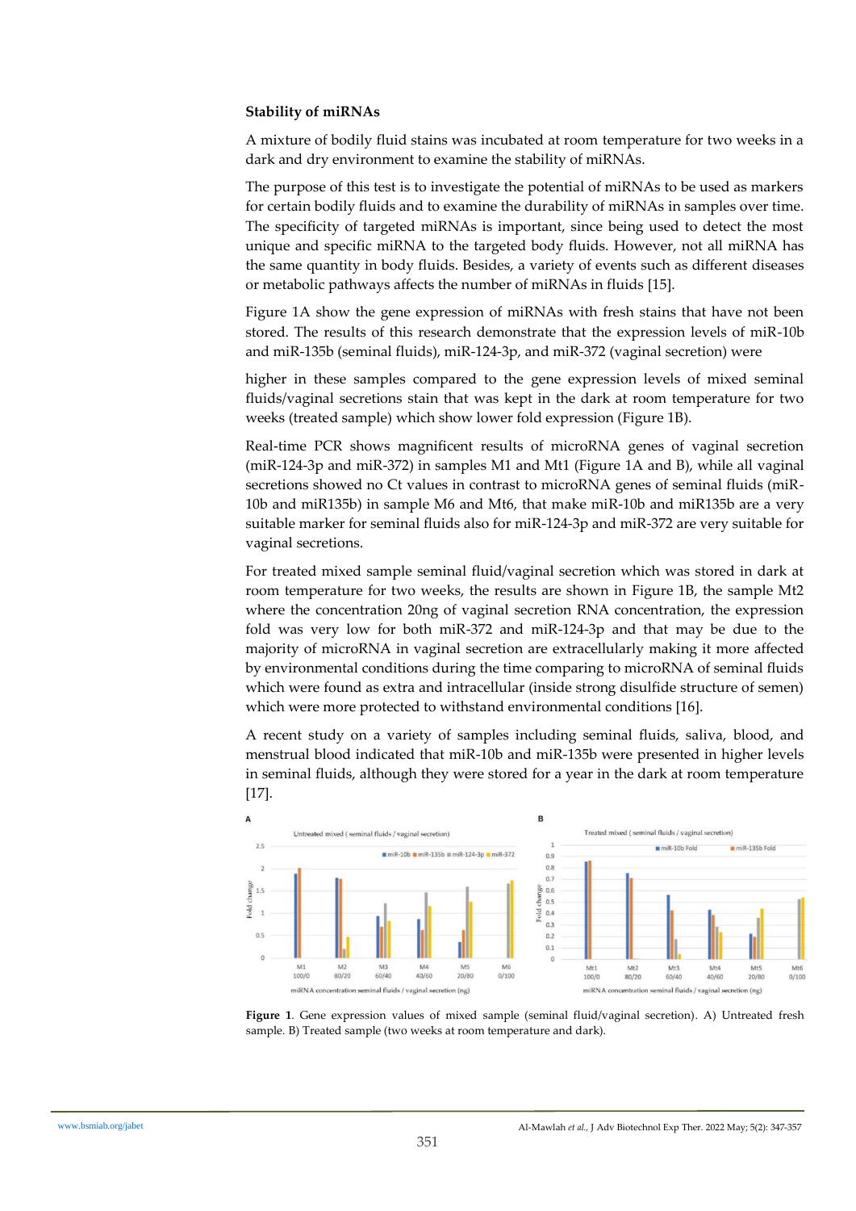### Stability of miRNAs

A mixture of bodily fluid stains was incubated at room temperature for two weeks in a dark and dry environment to examine the stability of miRNAs.

The purpose of this test is to investigate the potential of miRNAs to be used as markers for certain bodily fluids and to examine the durability of miRNAs in samples over time. The specificity of targeted miRNAs is important, since being used to detect the most unique and specific miRNA to the targeted body fluids. However, not all miRNA has the same quantity in body fluids. Besides, a variety of events such as different diseases or metabolic pathways affects the number of miRNAs in fluids [15].

Figure 1A show the gene expression of miRNAs with fresh stains that have not been stored. The results of this research demonstrate that the expression levels of miR-10b and miR-135b (seminal fluids), miR-124-3p, and miR-372 (vaginal secretion) were higher in these samples compared to the gene expression levels of mixed seminal fluids/vaginal secretions stain that was kept in the dark at room temperature for two weeks (treated sample) which show lower fold expression (Figure 1B).

Real-time PCR shows magnificent results of microRNA genes of vaginal secretion (miR-124-3p and miR-372) in samples M1 and Mt1 (Figure 1A and B), while all vaginal secretions showed no Ct values in contrast to microRNA genes of seminal fluids (miR-10b and miR135b) in sample M6 and Mt6, that make miR-10b and miR135b are a very suitable marker for seminal fluids also for miR-124-3p and miR-372 are very suitable for vaginal secretions.

For treated mixed sample seminal fluid/vaginal secretion which was stored in dark at room temperature for two weeks, the results are shown in Figure 1B, the sample Mt2 where the concentration 20ng of vaginal secretion RNA concentration, the expression fold was very low for both miR-372 and miR-124-3p and that may be due to the majority of microRNA in vaginal secretion are extracellularly making it more affected by environmental conditions during the time comparing to microRNA of seminal fluids which were found as extra and intracellular (inside strong disulfide structure of semen) which were more protected to withstand environmental conditions [16].

A recent study on a variety of samples including seminal fluids, saliva, blood, and menstrual blood indicated that miR-10b and miR-135b were presented in higher levels in seminal fluids, although they were stored for a year in the dark at room temperature [17].

**Figure 1**. Gene expression values of mixed sample (seminal fluid/vaginal secretion). A) Untreated fresh sample. B) Treated sample (two weeks at room temperature and dark).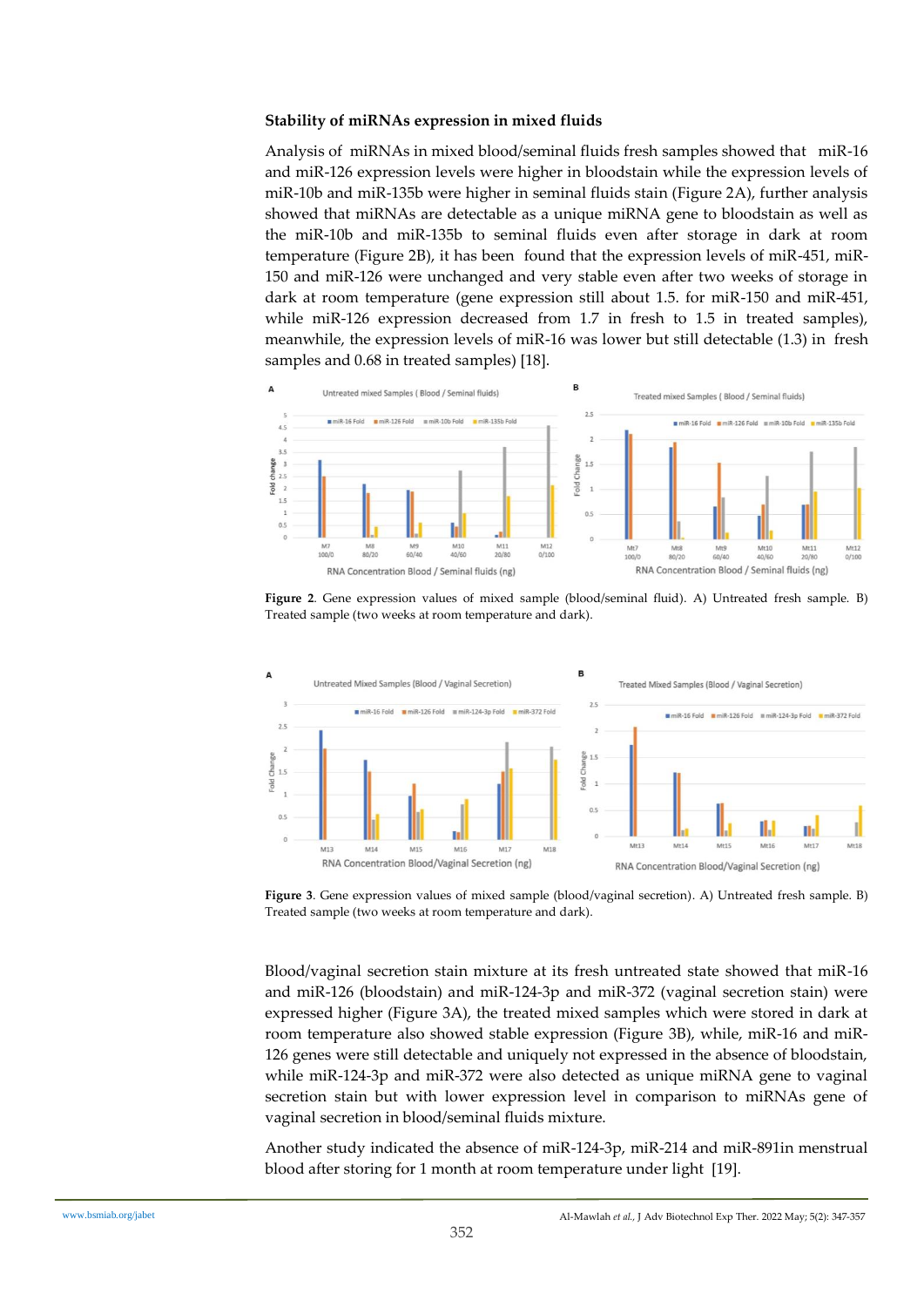**Stability of miRNAs expression in mixed fluids**

Analysis of miRNAs in mixed blood/seminal fluids fresh samples showed that miR-16 and miR-126 expression levels were higher in bloodstain while the expression levels of miR-10b and miR-135b were higher in seminal fluids stain (Figure 2A), further analysis showed that miRNAs are detectable as a unique miRNA gene to bloodstain as well as the miR-10b and miR-135b to seminal fluids even after storage in dark at room temperature (Figure 2B), it has been found that the expression levels of miR-451, miR-150 and miR-126 were unchanged and very stable even after two weeks of storage in dark at room temperature (gene expression still about 1.5. for miR-150 and miR-451, while miR-126 expression decreased from 1.7 in fresh to 1.5 in treated samples), meanwhile, the expression levels of miR-16 was lower but still detectable (1.3) in fresh samples and 0.68 in treated samples) [18].

**Figure 2**. Gene expression values of mixed sample (blood/seminal fluid). A) Untreated fresh sample. B) Treated sample (two weeks at room temperature and dark).

**Figure 3**. Gene expression values of mixed sample (blood/vaginal secretion). A) Untreated fresh sample. B) Treated sample (two weeks at room temperature and dark).

Blood/vaginal secretion stain mixture at its fresh untreated state showed that miR-16 and miR-126 (bloodstain) and miR-124-3p and miR-372 (vaginal secretion stain) were expressed higher (Figure 3A), the treated mixed samples which were stored in dark at room temperature also showed stable expression (Figure 3B), while, miR-16 and miR-126 genes were still detectable and uniquely not expressed in the absence of bloodstain, while miR-124-3p and miR-372 were also detected as unique miRNA gene to vaginal secretion stain but with lower expression level in comparison to miRNAs gene of vaginal secretion in blood/seminal fluids mixture.

Another study indicated the absence of miR-124-3p, miR-214 and miR-891in menstrual blood after storing for 1 month at room temperature under light [19].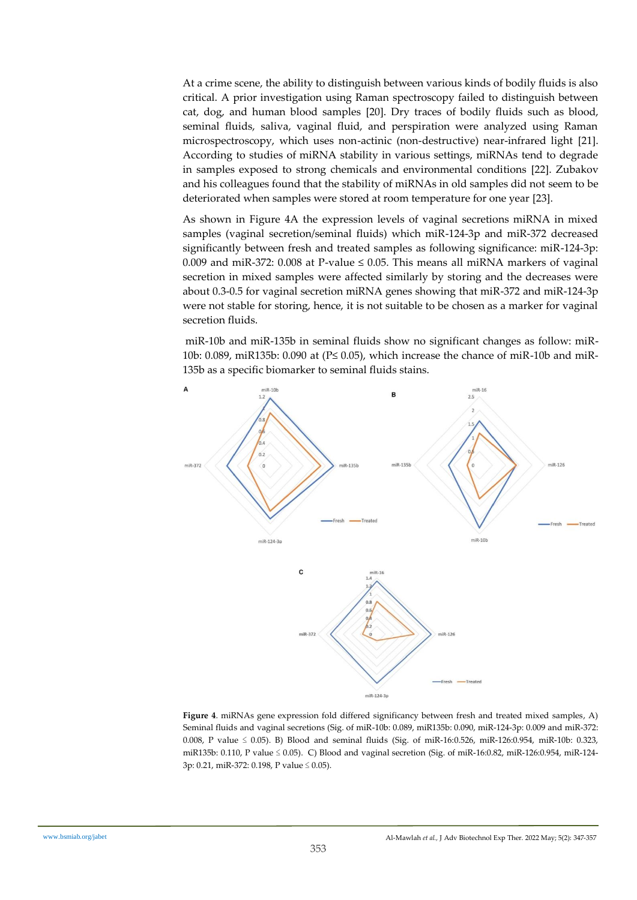At a crime scene, the ability to distinguish between various kinds of bodily fluids is also critical. A prior investigation using Raman spectroscopy failed to distinguish between cat, dog, and human blood samples [20]. Dry traces of bodily fluids such as blood, seminal fluids, saliva, vaginal fluid, and perspiration were analyzed using Raman microspectroscopy, which uses non-actinic (non-destructive) near-infrared light [21]. According to studies of miRNA stability in various settings, miRNAs tend to degrade in samples exposed to strong chemicals and environmental conditions [22]. Zubakov and his colleagues found that the stability of miRNAs in old samples did not seem to be deteriorated when samples were stored at room temperature for one year [23].

As shown in Figure 4A the expression levels of vaginal secretions miRNA in mixed samples (vaginal secretion/seminal fluids) which miR-124-3p and miR-372 decreased significantly between fresh and treated samples as following significance: miR-124-3p: 0.009 and miR-372: 0.008 at P-value ≤ 0.05. This means all miRNA markers of vaginal secretion in mixed samples were affected similarly by storing and the decreases were about 0.3-0.5 for vaginal secretion miRNA genes showing that miR-372 and miR-124-3p were not stable for storing, hence, it is not suitable to be chosen as a marker for vaginal secretion fluids.

miR-10b and miR-135b in seminal fluids show no significant changes as follow: miR-10b: 0.089, miR135b: 0.090 at (P≤ 0.05), which increase the chance of miR-10b and miR-135b as a specific biomarker to seminal fluids stains.

**Figure 4**. miRNAs gene expression fold differed significancy between fresh and treated mixed samples, A) Seminal fluids and vaginal secretions (Sig. of miR-10b: 0.089, miR135b: 0.090, miR-124-3p: 0.009 and miR-372: 0.008, P value ≤ 0.05). B) Blood and seminal fluids (Sig. of miR-16:0.526, miR-126:0.954, miR-10b: 0.323, miR135b: 0.110, P value ≤ 0.05). C) Blood and vaginal secretion (Sig. of miR-16:0.82, miR-126:0.954, miR-124-3p: 0.21, miR-372: 0.198, P value ≤ 0.05).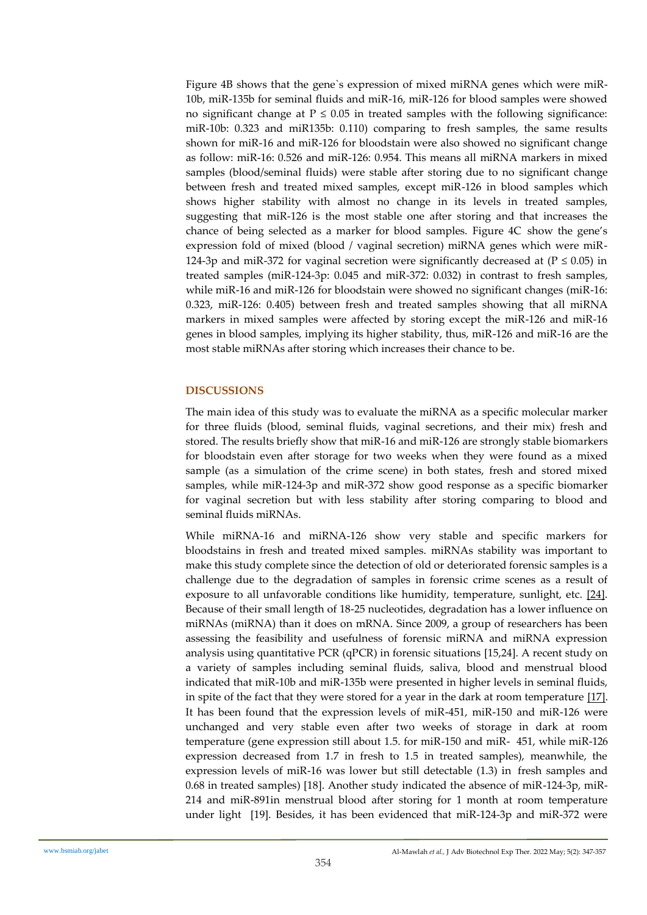Figure 4B shows that the gene`s expression of mixed miRNA genes which were miR-10b, miR-135b for seminal fluids and miR-16, miR-126 for blood samples were showed no significant change at P ≤ 0.05 in treated samples with the following significance: miR-10b: 0.323 and miR135b: 0.110) comparing to fresh samples, the same results shown for miR-16 and miR-126 for bloodstain were also showed no significant change as follow: miR-16: 0.526 and miR-126: 0.954. This means all miRNA markers in mixed samples (blood/seminal fluids) were stable after storing due to no significant change between fresh and treated mixed samples, except miR-126 in blood samples which shows higher stability with almost no change in its levels in treated samples, suggesting that miR-126 is the most stable one after storing and that increases the chance of being selected as a marker for blood samples. Figure 4C show the gene's expression fold of mixed (blood / vaginal secretion) miRNA genes which were miR-124-3p and miR-372 for vaginal secretion were significantly decreased at (P ≤ 0.05) in treated samples (miR-124-3p: 0.045 and miR-372: 0.032) in contrast to fresh samples, while miR-16 and miR-126 for bloodstain were showed no significant changes (miR-16: 0.323, miR-126: 0.405) between fresh and treated samples showing that all miRNA markers in mixed samples were affected by storing except the miR-126 and miR-16 genes in blood samples, implying its higher stability, thus, miR-126 and miR-16 are the most stable miRNAs after storing which increases their chance to be.

## DISCUSSIONS

The main idea of this study was to evaluate the miRNA as a specific molecular marker for three fluids (blood, seminal fluids, vaginal secretions, and their mix) fresh and stored. The results briefly show that miR-16 and miR-126 are strongly stable biomarkers for bloodstain even after storage for two weeks when they were found as a mixed sample (as a simulation of the crime scene) in both states, fresh and stored mixed samples, while miR-124-3p and miR-372 show good response as a specific biomarker for vaginal secretion but with less stability after storing comparing to blood and seminal fluids miRNAs.

While miRNA-16 and miRNA-126 show very stable and specific markers for bloodstains in fresh and treated mixed samples. miRNAs stability was important to make this study complete since the detection of old or deteriorated forensic samples is a challenge due to the degradation of samples in forensic crime scenes as a result of exposure to all unfavorable conditions like humidity, temperature, sunlight, etc. [24]. Because of their small length of 18-25 nucleotides, degradation has a lower influence on miRNAs (miRNA) than it does on mRNA. Since 2009, a group of researchers has been assessing the feasibility and usefulness of forensic miRNA and miRNA expression analysis using quantitative PCR (qPCR) in forensic situations [15,24]. A recent study on a variety of samples including seminal fluids, saliva, blood and menstrual blood indicated that miR-10b and miR-135b were presented in higher levels in seminal fluids, in spite of the fact that they were stored for a year in the dark at room temperature [17]. It has been found that the expression levels of miR-451, miR-150 and miR-126 were unchanged and very stable even after two weeks of storage in dark at room temperature (gene expression still about 1.5. for miR-150 and miR- 451, while miR-126 expression decreased from 1.7 in fresh to 1.5 in treated samples), meanwhile, the expression levels of miR-16 was lower but still detectable (1.3) in fresh samples and 0.68 in treated samples) [18]. Another study indicated the absence of miR-124-3p, miR-214 and miR-891in menstrual blood after storing for 1 month at room temperature under light [19]. Besides, it has been evidenced that miR-124-3p and miR-372 were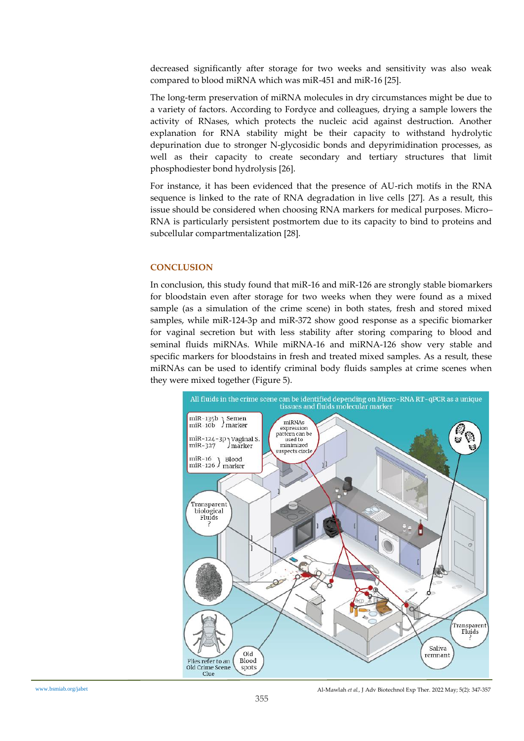decreased significantly after storage for two weeks and sensitivity was also weak compared to blood miRNA which was miR-451 and miR-16 [25].

The long-term preservation of miRNA molecules in dry circumstances might be due to a variety of factors. According to Fordyce and colleagues, drying a sample lowers the activity of RNases, which protects the nucleic acid against destruction. Another explanation for RNA stability might be their capacity to withstand hydrolytic depurination due to stronger N-glycosidic bonds and depyrimidination processes, as well as their capacity to create secondary and tertiary structures that limit phosphodiester bond hydrolysis [26].

For instance, it has been evidenced that the presence of AU-rich motifs in the RNA sequence is linked to the rate of RNA degradation in live cells [27]. As a result, this issue should be considered when choosing RNA markers for medical purposes. Micro–RNA is particularly persistent postmortem due to its capacity to bind to proteins and subcellular compartmentalization [28].

## CONCLUSION

In conclusion, this study found that miR-16 and miR-126 are strongly stable biomarkers for bloodstain even after storage for two weeks when they were found as a mixed sample (as a simulation of the crime scene) in both states, fresh and stored mixed samples, while miR-124-3p and miR-372 show good response as a specific biomarker for vaginal secretion but with less stability after storing comparing to blood and seminal fluids miRNAs. While miRNA-16 and miRNA-126 show very stable and specific markers for bloodstains in fresh and treated mixed samples. As a result, these miRNAs can be used to identify criminal body fluids samples at crime scenes when they were mixed together (Figure 5).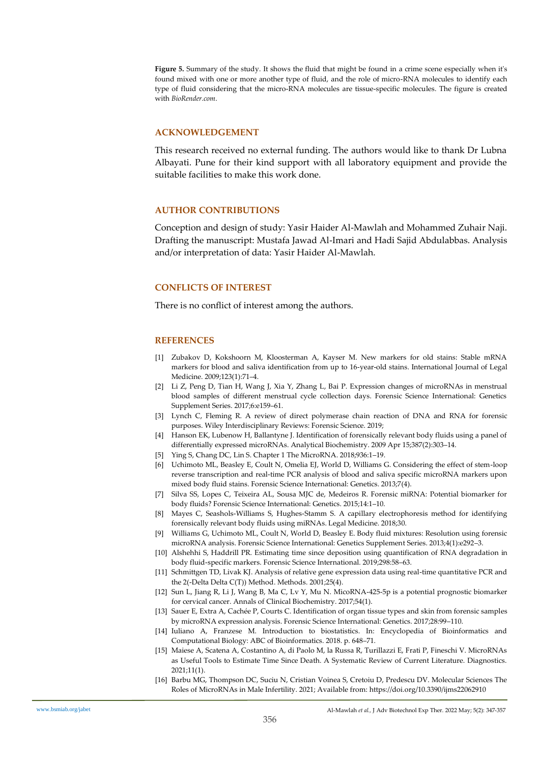**Figure 5.** Summary of the study. It shows the fluid that might be found in a crime scene especially when it's found mixed with one or more another type of fluid, and the role of micro-RNA molecules to identify each type of fluid considering that the micro-RNA molecules are tissue-specific molecules. The figure is created with *BioRender.com*.

## ACKNOWLEDGEMENT

This research received no external funding. The authors would like to thank Dr Lubna Albayati. Pune for their kind support with all laboratory equipment and provide the suitable facilities to make this work done.

## AUTHOR CONTRIBUTIONS

Conception and design of study: Yasir Haider Al-Mawlah and Mohammed Zuhair Naji. Drafting the manuscript: Mustafa Jawad Al-Imari and Hadi Sajid Abdulabbas. Analysis and/or interpretation of data: Yasir Haider Al-Mawlah.

## CONFLICTS OF INTEREST

There is no conflict of interest among the authors.

## REFERENCES

[1] Zubakov D, Kokshoorn M, Kloosterman A, Kayser M. New markers for old stains: Stable mRNA markers for blood and saliva identification from up to 16-year-old stains. International Journal of Legal Medicine. 2009;123(1):71–4.

[2] Li Z, Peng D, Tian H, Wang J, Xia Y, Zhang L, Bai P. Expression changes of microRNAs in menstrual blood samples of different menstrual cycle collection days. Forensic Science International: Genetics Supplement Series. 2017;6:e159–61.

[3] Lynch C, Fleming R. A review of direct polymerase chain reaction of DNA and RNA for forensic purposes. Wiley Interdisciplinary Reviews: Forensic Science. 2019;

[4] Hanson EK, Lubenow H, Ballantyne J. Identification of forensically relevant body fluids using a panel of differentially expressed microRNAs. Analytical Biochemistry. 2009 Apr 15;387(2):303–14.

[5] Ying S, Chang DC, Lin S. Chapter 1 The MicroRNA. 2018;936:1–19.

[6] Uchimoto ML, Beasley E, Coult N, Omelia EJ, World D, Williams G. Considering the effect of stem-loop reverse transcription and real-time PCR analysis of blood and saliva specific microRNA markers upon mixed body fluid stains. Forensic Science International: Genetics. 2013;7(4).

[7] Silva SS, Lopes C, Teixeira AL, Sousa MJC de, Medeiros R. Forensic miRNA: Potential biomarker for body fluids? Forensic Science International: Genetics. 2015;14:1–10.

[8] Mayes C, Seashols-Williams S, Hughes-Stamm S. A capillary electrophoresis method for identifying forensically relevant body fluids using miRNAs. Legal Medicine. 2018;30.

[9] Williams G, Uchimoto ML, Coult N, World D, Beasley E. Body fluid mixtures: Resolution using forensic microRNA analysis. Forensic Science International: Genetics Supplement Series. 2013;4(1):e292–3.

[10] Alshehhi S, Haddrill PR. Estimating time since deposition using quantification of RNA degradation in body fluid-specific markers. Forensic Science International. 2019;298:58–63.

[11] Schmittgen TD, Livak KJ. Analysis of relative gene expression data using real-time quantitative PCR and the 2(-Delta Delta C(T)) Method. Methods. 2001;25(4).

[12] Sun L, Jiang R, Li J, Wang B, Ma C, Lv Y, Mu N. MicoRNA-425-5p is a potential prognostic biomarker for cervical cancer. Annals of Clinical Biochemistry. 2017;54(1).

[13] Sauer E, Extra A, Cachée P, Courts C. Identification of organ tissue types and skin from forensic samples by microRNA expression analysis. Forensic Science International: Genetics. 2017;28:99–110.

[14] Iuliano A, Franzese M. Introduction to biostatistics. In: Encyclopedia of Bioinformatics and Computational Biology: ABC of Bioinformatics. 2018. p. 648–71.

[15] Maiese A, Scatena A, Costantino A, di Paolo M, la Russa R, Turillazzi E, Frati P, Fineschi V. MicroRNAs as Useful Tools to Estimate Time Since Death. A Systematic Review of Current Literature. Diagnostics. 2021;11(1).

[16] Barbu MG, Thompson DC, Suciu N, Cristian Voinea S, Cretoiu D, Predescu DV. Molecular Sciences The Roles of MicroRNAs in Male Infertility. 2021; Available from: https://doi.org/10.3390/ijms22062910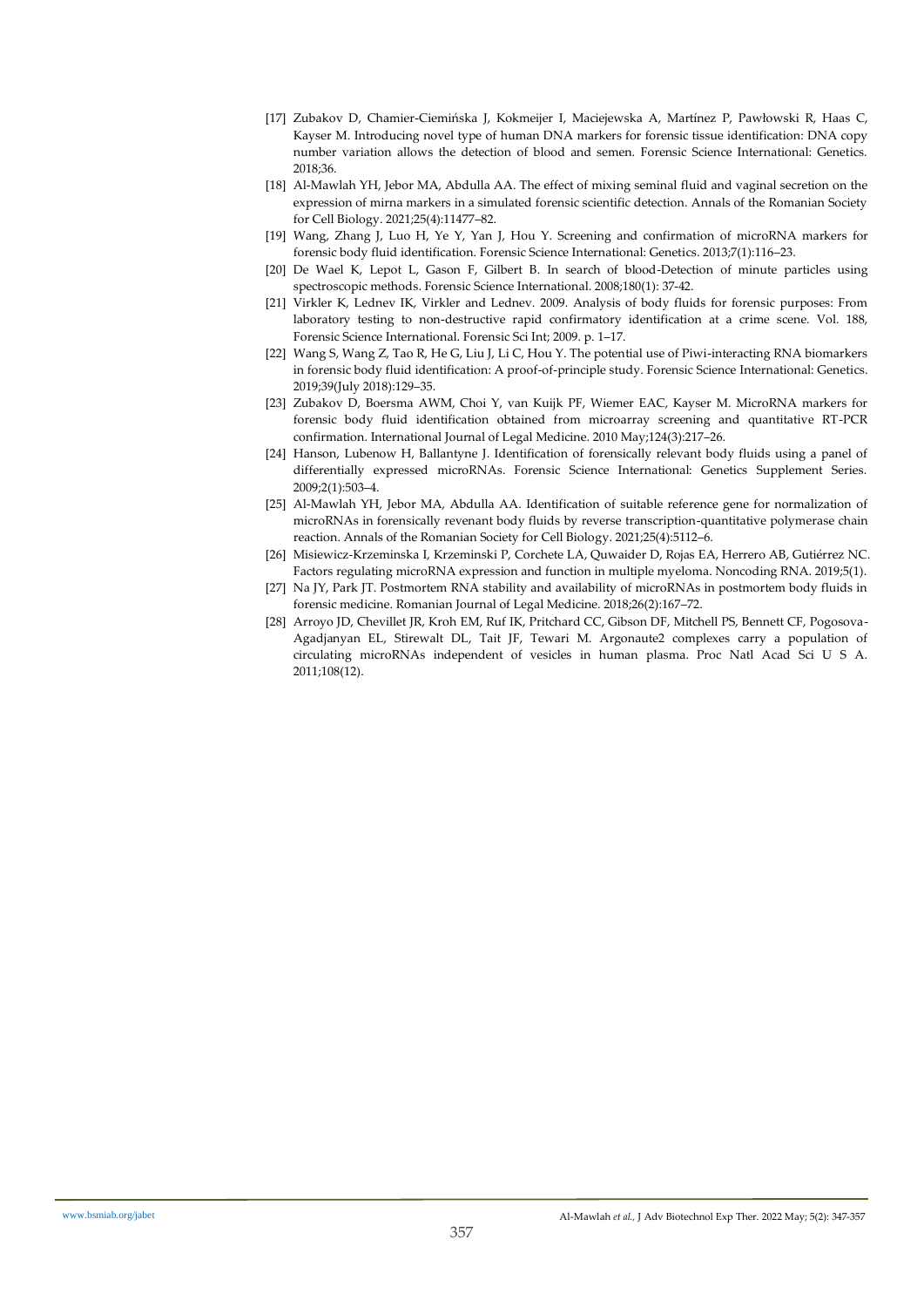[17] Zubakov D, Chamier-Ciemińska J, Kokmeijer I, Maciejewska A, Martínez P, Pawłowski R, Haas C, Kayser M. Introducing novel type of human DNA markers for forensic tissue identification: DNA copy number variation allows the detection of blood and semen. Forensic Science International: Genetics. 2018;36.

[18] Al-Mawlah YH, Jebor MA, Abdulla AA. The effect of mixing seminal fluid and vaginal secretion on the expression of mirna markers in a simulated forensic scientific detection. Annals of the Romanian Society for Cell Biology. 2021;25(4):11477–82.

[19] Wang, Zhang J, Luo H, Ye Y, Yan J, Hou Y. Screening and confirmation of microRNA markers for forensic body fluid identification. Forensic Science International: Genetics. 2013;7(1):116–23.

[20] De Wael K, Lepot L, Gason F, Gilbert B. In search of blood-Detection of minute particles using spectroscopic methods. Forensic Science International. 2008;180(1): 37-42.

[21] Virkler K, Lednev IK, Virkler and Lednev. 2009. Analysis of body fluids for forensic purposes: From laboratory testing to non-destructive rapid confirmatory identification at a crime scene. Vol. 188, Forensic Science International. Forensic Sci Int; 2009. p. 1–17.

[22] Wang S, Wang Z, Tao R, He G, Liu J, Li C, Hou Y. The potential use of Piwi-interacting RNA biomarkers in forensic body fluid identification: A proof-of-principle study. Forensic Science International: Genetics. 2019;39(July 2018):129–35.

[23] Zubakov D, Boersma AWM, Choi Y, van Kuijk PF, Wiemer EAC, Kayser M. MicroRNA markers for forensic body fluid identification obtained from microarray screening and quantitative RT-PCR confirmation. International Journal of Legal Medicine. 2010 May;124(3):217–26.

[24] Hanson, Lubenow H, Ballantyne J. Identification of forensically relevant body fluids using a panel of differentially expressed microRNAs. Forensic Science International: Genetics Supplement Series. 2009;2(1):503–4.

[25] Al-Mawlah YH, Jebor MA, Abdulla AA. Identification of suitable reference gene for normalization of microRNAs in forensically revenant body fluids by reverse transcription-quantitative polymerase chain reaction. Annals of the Romanian Society for Cell Biology. 2021;25(4):5112–6.

[26] Misiewicz-Krzeminska I, Krzeminski P, Corchete LA, Quwaider D, Rojas EA, Herrero AB, Gutiérrez NC. Factors regulating microRNA expression and function in multiple myeloma. Noncoding RNA. 2019;5(1).

[27] Na JY, Park JT. Postmortem RNA stability and availability of microRNAs in postmortem body fluids in forensic medicine. Romanian Journal of Legal Medicine. 2018;26(2):167–72.

[28] Arroyo JD, Chevillet JR, Kroh EM, Ruf IK, Pritchard CC, Gibson DF, Mitchell PS, Bennett CF, Pogosova-Agadjanyan EL, Stirewalt DL, Tait JF, Tewari M. Argonaute2 complexes carry a population of circulating microRNAs independent of vesicles in human plasma. Proc Natl Acad Sci U S A. 2011;108(12).